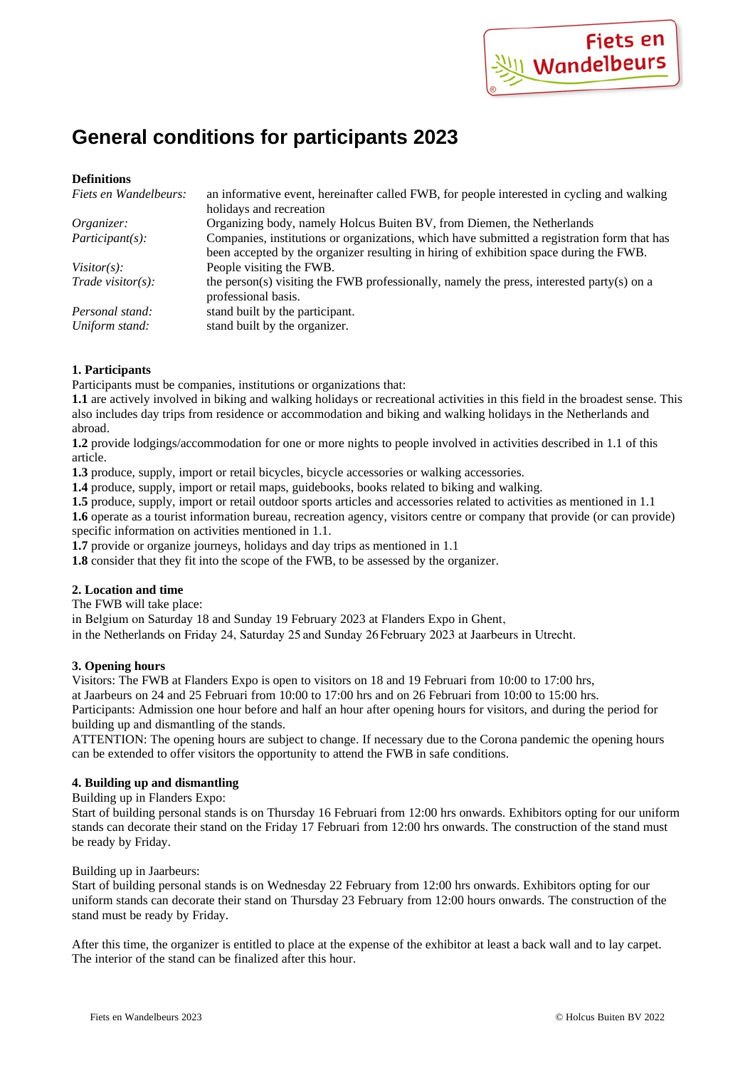# General conditions for participants 2023

**Definitions**

| | |
|---|---|
| *Fiets en Wandelbeurs:* | an informative event, hereinafter called FWB, for people interested in cycling and walking holidays and recreation |
| *Organizer:* | Organizing body, namely Holcus Buiten BV, from Diemen, the Netherlands |
| *Participant(s):* | Companies, institutions or organizations, which have submitted a registration form that has been accepted by the organizer resulting in hiring of exhibition space during the FWB. |
| *Visitor(s):* | People visiting the FWB. |
| *Trade visitor(s):* | the person(s) visiting the FWB professionally, namely the press, interested party(s) on a professional basis. |
| *Personal stand:* | stand built by the participant. |
| *Uniform stand:* | stand built by the organizer. |

**1. Participants**

Participants must be companies, institutions or organizations that:

**1.1** are actively involved in biking and walking holidays or recreational activities in this field in the broadest sense. This also includes day trips from residence or accommodation and biking and walking holidays in the Netherlands and abroad.

**1.2** provide lodgings/accommodation for one or more nights to people involved in activities described in 1.1 of this article.

**1.3** produce, supply, import or retail bicycles, bicycle accessories or walking accessories.

**1.4** produce, supply, import or retail maps, guidebooks, books related to biking and walking.

**1.5** produce, supply, import or retail outdoor sports articles and accessories related to activities as mentioned in 1.1

**1.6** operate as a tourist information bureau, recreation agency, visitors centre or company that provide (or can provide) specific information on activities mentioned in 1.1.

**1.7** provide or organize journeys, holidays and day trips as mentioned in 1.1

**1.8** consider that they fit into the scope of the FWB, to be assessed by the organizer.

**2. Location and time**

The FWB will take place:

in Belgium on Saturday 18 and Sunday 19 February 2023 at Flanders Expo in Ghent,

in the Netherlands on Friday 24, Saturday 25 and Sunday 26 February 2023 at Jaarbeurs in Utrecht.

**3. Opening hours**

Visitors: The FWB at Flanders Expo is open to visitors on 18 and 19 Februari from 10:00 to 17:00 hrs,

at Jaarbeurs on 24 and 25 Februari from 10:00 to 17:00 hrs and on 26 Februari from 10:00 to 15:00 hrs.

Participants: Admission one hour before and half an hour after opening hours for visitors, and during the period for building up and dismantling of the stands.

ATTENTION: The opening hours are subject to change. If necessary due to the Corona pandemic the opening hours can be extended to offer visitors the opportunity to attend the FWB in safe conditions.

**4. Building up and dismantling**

Building up in Flanders Expo:

Start of building personal stands is on Thursday 16 Februari from 12:00 hrs onwards. Exhibitors opting for our uniform stands can decorate their stand on the Friday 17 Februari from 12:00 hrs onwards. The construction of the stand must be ready by Friday.

Building up in Jaarbeurs:

Start of building personal stands is on Wednesday 22 February from 12:00 hrs onwards. Exhibitors opting for our uniform stands can decorate their stand on Thursday 23 February from 12:00 hours onwards. The construction of the stand must be ready by Friday.

After this time, the organizer is entitled to place at the expense of the exhibitor at least a back wall and to lay carpet. The interior of the stand can be finalized after this hour.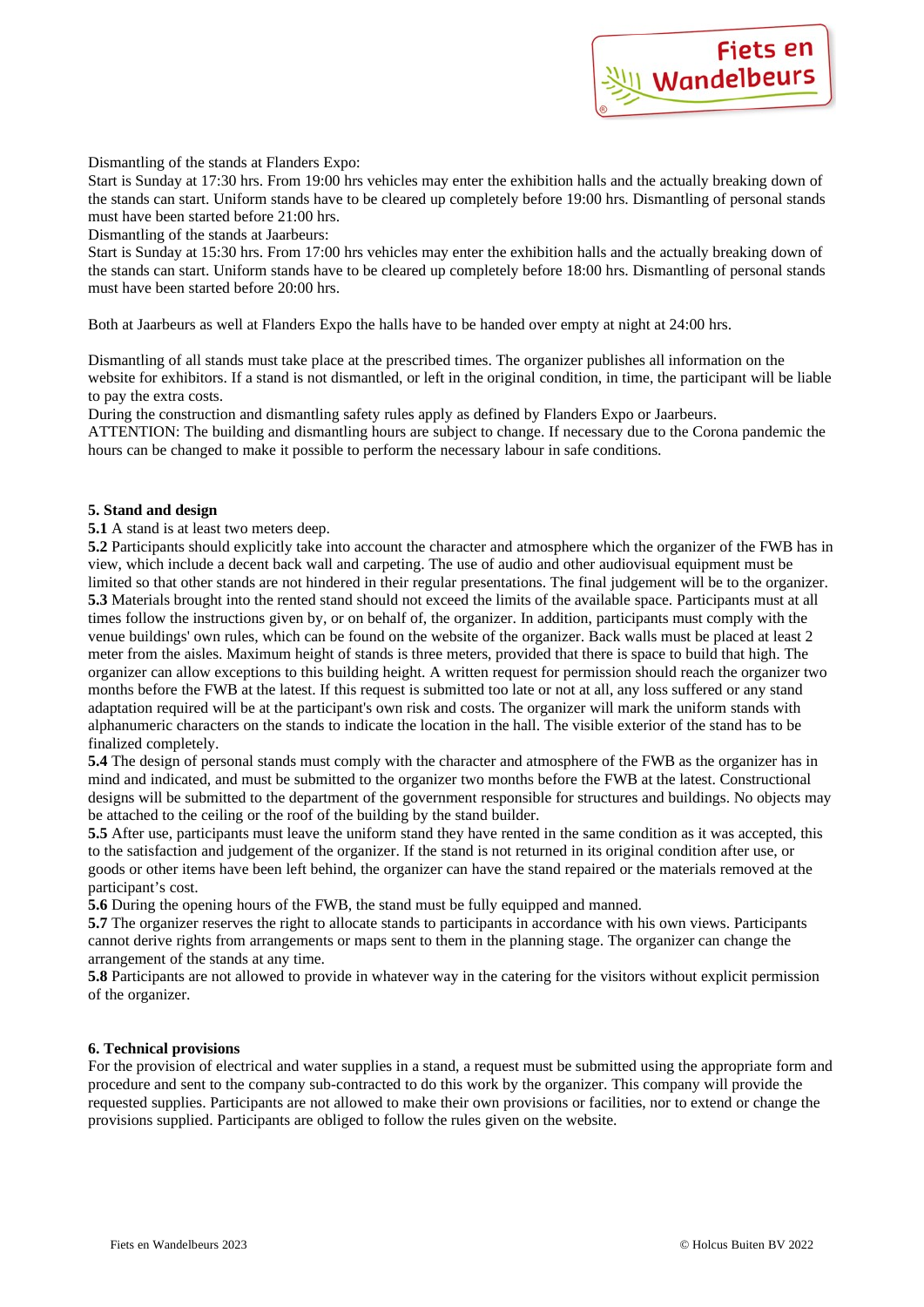Dismantling of the stands at Flanders Expo:
Start is Sunday at 17:30 hrs. From 19:00 hrs vehicles may enter the exhibition halls and the actually breaking down of the stands can start. Uniform stands have to be cleared up completely before 19:00 hrs. Dismantling of personal stands must have been started before 21:00 hrs.
Dismantling of the stands at Jaarbeurs:
Start is Sunday at 15:30 hrs. From 17:00 hrs vehicles may enter the exhibition halls and the actually breaking down of the stands can start. Uniform stands have to be cleared up completely before 18:00 hrs. Dismantling of personal stands must have been started before 20:00 hrs.

Both at Jaarbeurs as well at Flanders Expo the halls have to be handed over empty at night at 24:00 hrs.

Dismantling of all stands must take place at the prescribed times. The organizer publishes all information on the website for exhibitors. If a stand is not dismantled, or left in the original condition, in time, the participant will be liable to pay the extra costs.
During the construction and dismantling safety rules apply as defined by Flanders Expo or Jaarbeurs.
ATTENTION: The building and dismantling hours are subject to change. If necessary due to the Corona pandemic the hours can be changed to make it possible to perform the necessary labour in safe conditions.

**5. Stand and design**

**5.1** A stand is at least two meters deep.
**5.2** Participants should explicitly take into account the character and atmosphere which the organizer of the FWB has in view, which include a decent back wall and carpeting. The use of audio and other audiovisual equipment must be limited so that other stands are not hindered in their regular presentations. The final judgement will be to the organizer.
**5.3** Materials brought into the rented stand should not exceed the limits of the available space. Participants must at all times follow the instructions given by, or on behalf of, the organizer. In addition, participants must comply with the venue buildings' own rules, which can be found on the website of the organizer. Back walls must be placed at least 2 meter from the aisles. Maximum height of stands is three meters, provided that there is space to build that high. The organizer can allow exceptions to this building height. A written request for permission should reach the organizer two months before the FWB at the latest. If this request is submitted too late or not at all, any loss suffered or any stand adaptation required will be at the participant's own risk and costs. The organizer will mark the uniform stands with alphanumeric characters on the stands to indicate the location in the hall. The visible exterior of the stand has to be finalized completely.
**5.4** The design of personal stands must comply with the character and atmosphere of the FWB as the organizer has in mind and indicated, and must be submitted to the organizer two months before the FWB at the latest. Constructional designs will be submitted to the department of the government responsible for structures and buildings. No objects may be attached to the ceiling or the roof of the building by the stand builder.
**5.5** After use, participants must leave the uniform stand they have rented in the same condition as it was accepted, this to the satisfaction and judgement of the organizer. If the stand is not returned in its original condition after use, or goods or other items have been left behind, the organizer can have the stand repaired or the materials removed at the participant's cost.
**5.6** During the opening hours of the FWB, the stand must be fully equipped and manned.
**5.7** The organizer reserves the right to allocate stands to participants in accordance with his own views. Participants cannot derive rights from arrangements or maps sent to them in the planning stage. The organizer can change the arrangement of the stands at any time.
**5.8** Participants are not allowed to provide in whatever way in the catering for the visitors without explicit permission of the organizer.

**6. Technical provisions**

For the provision of electrical and water supplies in a stand, a request must be submitted using the appropriate form and procedure and sent to the company sub-contracted to do this work by the organizer. This company will provide the requested supplies. Participants are not allowed to make their own provisions or facilities, nor to extend or change the provisions supplied. Participants are obliged to follow the rules given on the website.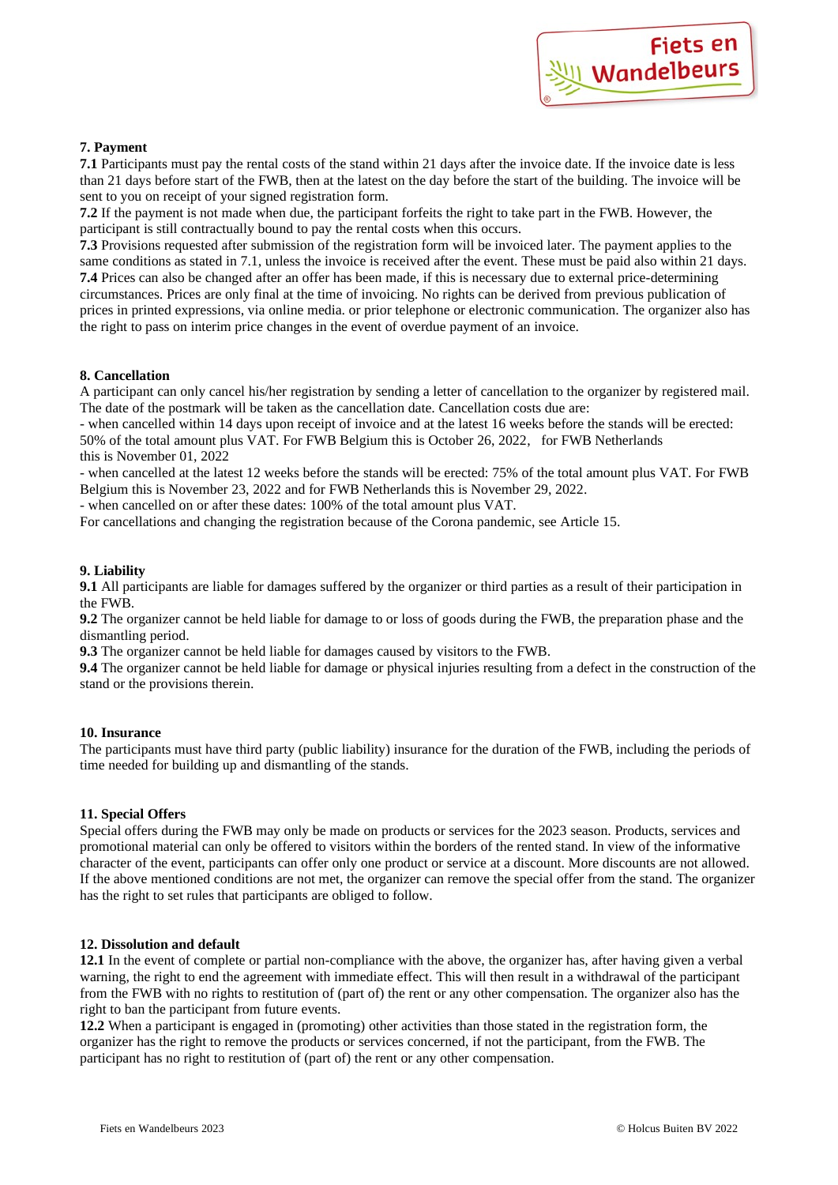## 7. Payment

**7.1** Participants must pay the rental costs of the stand within 21 days after the invoice date. If the invoice date is less than 21 days before start of the FWB, then at the latest on the day before the start of the building. The invoice will be sent to you on receipt of your signed registration form.
**7.2** If the payment is not made when due, the participant forfeits the right to take part in the FWB. However, the participant is still contractually bound to pay the rental costs when this occurs.
**7.3** Provisions requested after submission of the registration form will be invoiced later. The payment applies to the same conditions as stated in 7.1, unless the invoice is received after the event. These must be paid also within 21 days.
**7.4** Prices can also be changed after an offer has been made, if this is necessary due to external price-determining circumstances. Prices are only final at the time of invoicing. No rights can be derived from previous publication of prices in printed expressions, via online media. or prior telephone or electronic communication. The organizer also has the right to pass on interim price changes in the event of overdue payment of an invoice.

## 8. Cancellation

A participant can only cancel his/her registration by sending a letter of cancellation to the organizer by registered mail. The date of the postmark will be taken as the cancellation date. Cancellation costs due are:
- when cancelled within 14 days upon receipt of invoice and at the latest 16 weeks before the stands will be erected: 50% of the total amount plus VAT. For FWB Belgium this is October 26, 2022, for FWB Netherlands this is November 01, 2022
- when cancelled at the latest 12 weeks before the stands will be erected: 75% of the total amount plus VAT. For FWB Belgium this is November 23, 2022 and for FWB Netherlands this is November 29, 2022.
- when cancelled on or after these dates: 100% of the total amount plus VAT.

For cancellations and changing the registration because of the Corona pandemic, see Article 15.

## 9. Liability

**9.1** All participants are liable for damages suffered by the organizer or third parties as a result of their participation in the FWB.
**9.2** The organizer cannot be held liable for damage to or loss of goods during the FWB, the preparation phase and the dismantling period.
**9.3** The organizer cannot be held liable for damages caused by visitors to the FWB.
**9.4** The organizer cannot be held liable for damage or physical injuries resulting from a defect in the construction of the stand or the provisions therein.

## 10. Insurance

The participants must have third party (public liability) insurance for the duration of the FWB, including the periods of time needed for building up and dismantling of the stands.

## 11. Special Offers

Special offers during the FWB may only be made on products or services for the 2023 season. Products, services and promotional material can only be offered to visitors within the borders of the rented stand. In view of the informative character of the event, participants can offer only one product or service at a discount. More discounts are not allowed. If the above mentioned conditions are not met, the organizer can remove the special offer from the stand. The organizer has the right to set rules that participants are obliged to follow.

## 12. Dissolution and default

**12.1** In the event of complete or partial non-compliance with the above, the organizer has, after having given a verbal warning, the right to end the agreement with immediate effect. This will then result in a withdrawal of the participant from the FWB with no rights to restitution of (part of) the rent or any other compensation. The organizer also has the right to ban the participant from future events.
**12.2** When a participant is engaged in (promoting) other activities than those stated in the registration form, the organizer has the right to remove the products or services concerned, if not the participant, from the FWB. The participant has no right to restitution of (part of) the rent or any other compensation.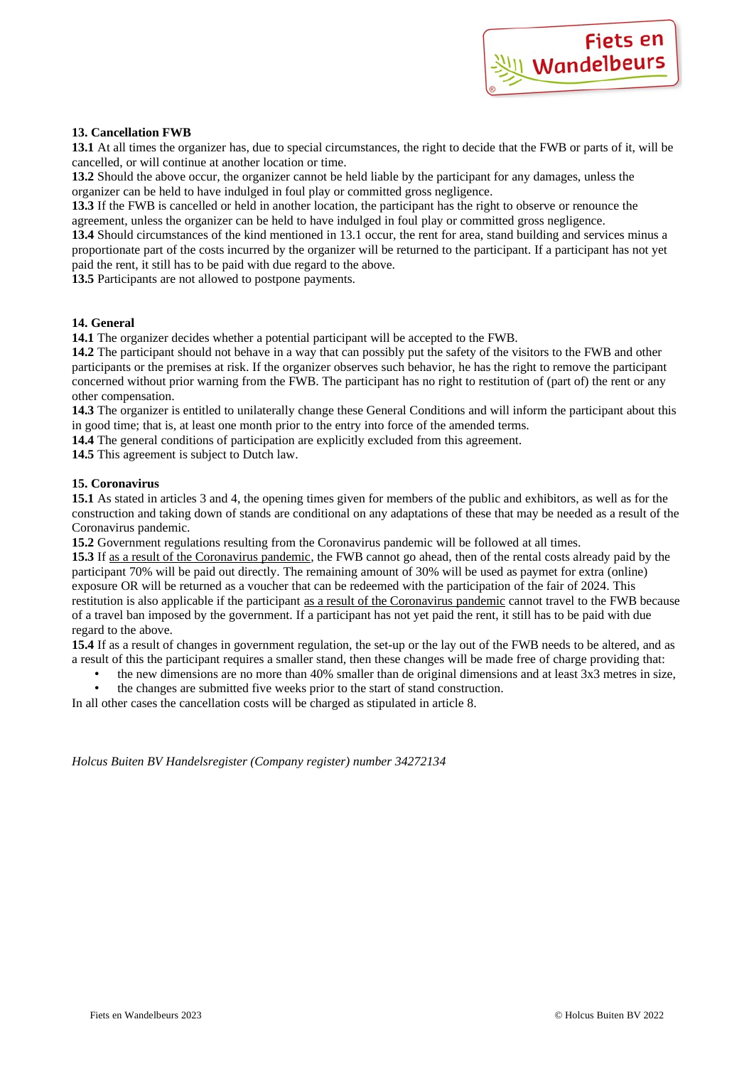**13. Cancellation FWB**

**13.1** At all times the organizer has, due to special circumstances, the right to decide that the FWB or parts of it, will be cancelled, or will continue at another location or time.
**13.2** Should the above occur, the organizer cannot be held liable by the participant for any damages, unless the organizer can be held to have indulged in foul play or committed gross negligence.
**13.3** If the FWB is cancelled or held in another location, the participant has the right to observe or renounce the agreement, unless the organizer can be held to have indulged in foul play or committed gross negligence.
**13.4** Should circumstances of the kind mentioned in 13.1 occur, the rent for area, stand building and services minus a proportionate part of the costs incurred by the organizer will be returned to the participant. If a participant has not yet paid the rent, it still has to be paid with due regard to the above.
**13.5** Participants are not allowed to postpone payments.

**14. General**

**14.1** The organizer decides whether a potential participant will be accepted to the FWB.
**14.2** The participant should not behave in a way that can possibly put the safety of the visitors to the FWB and other participants or the premises at risk. If the organizer observes such behavior, he has the right to remove the participant concerned without prior warning from the FWB. The participant has no right to restitution of (part of) the rent or any other compensation.
**14.3** The organizer is entitled to unilaterally change these General Conditions and will inform the participant about this in good time; that is, at least one month prior to the entry into force of the amended terms.
**14.4** The general conditions of participation are explicitly excluded from this agreement.
**14.5** This agreement is subject to Dutch law.

**15. Coronavirus**

**15.1** As stated in articles 3 and 4, the opening times given for members of the public and exhibitors, as well as for the construction and taking down of stands are conditional on any adaptations of these that may be needed as a result of the Coronavirus pandemic.
**15.2** Government regulations resulting from the Coronavirus pandemic will be followed at all times.
**15.3** If as a result of the Coronavirus pandemic, the FWB cannot go ahead, then of the rental costs already paid by the participant 70% will be paid out directly. The remaining amount of 30% will be used as paymet for extra (online) exposure OR will be returned as a voucher that can be redeemed with the participation of the fair of 2024. This restitution is also applicable if the participant as a result of the Coronavirus pandemic cannot travel to the FWB because of a travel ban imposed by the government. If a participant has not yet paid the rent, it still has to be paid with due regard to the above.
**15.4** If as a result of changes in government regulation, the set-up or the lay out of the FWB needs to be altered, and as a result of this the participant requires a smaller stand, then these changes will be made free of charge providing that:

- the new dimensions are no more than 40% smaller than de original dimensions and at least 3x3 metres in size,
- the changes are submitted five weeks prior to the start of stand construction.

In all other cases the cancellation costs will be charged as stipulated in article 8.

*Holcus Buiten BV Handelsregister (Company register) number 34272134*